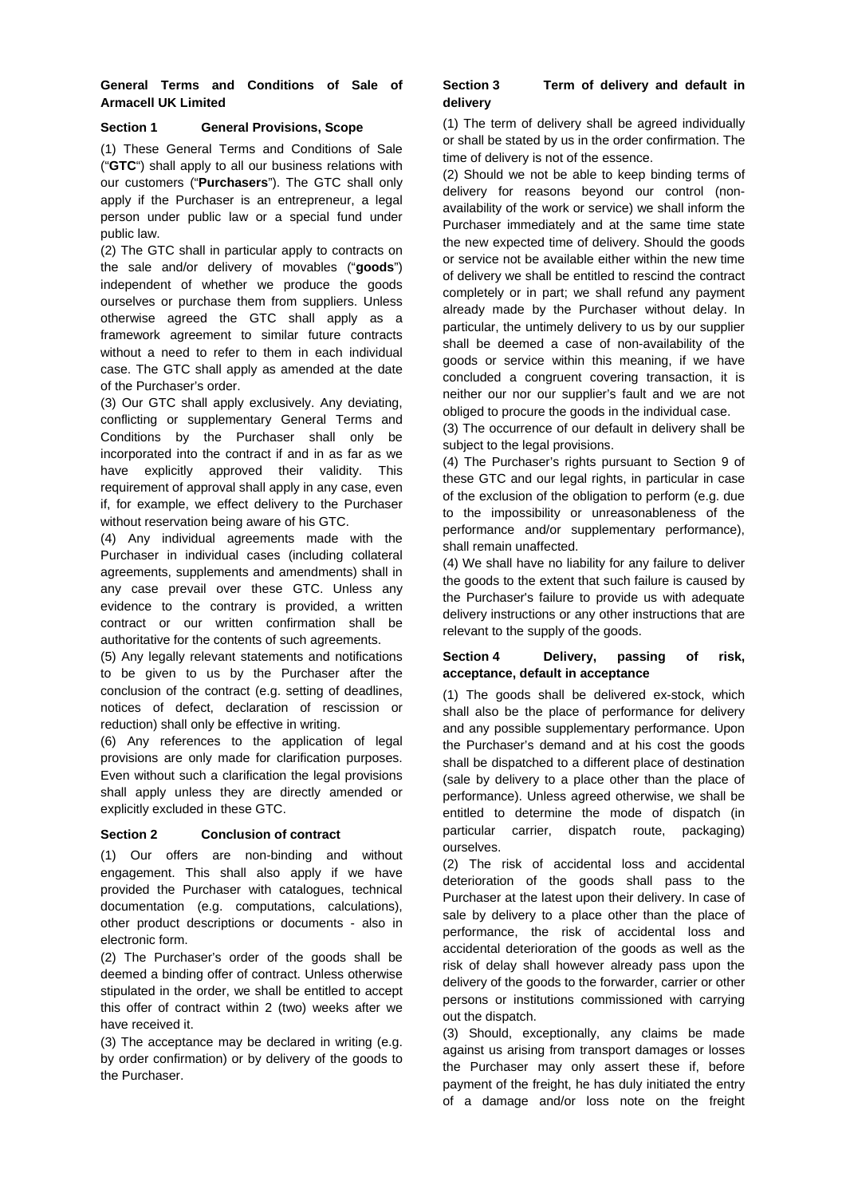# General Terms and Conditions of Sale of Armacell UK Limited

## Section 1 General Provisions, Scope

(1) These General Terms and Conditions of Sale ("**GTC**") shall apply to all our business relations with our customers ("**Purchasers**"). The GTC shall only apply if the Purchaser is an entrepreneur, a legal person under public law or a special fund under public law.

(2) The GTC shall in particular apply to contracts on the sale and/or delivery of movables ("**goods**") independent of whether we produce the goods ourselves or purchase them from suppliers. Unless otherwise agreed the GTC shall apply as a framework agreement to similar future contracts without a need to refer to them in each individual case. The GTC shall apply as amended at the date of the Purchaser's order.

(3) Our GTC shall apply exclusively. Any deviating, conflicting or supplementary General Terms and Conditions by the Purchaser shall only be incorporated into the contract if and in as far as we have explicitly approved their validity. This requirement of approval shall apply in any case, even if, for example, we effect delivery to the Purchaser without reservation being aware of his GTC.

(4) Any individual agreements made with the Purchaser in individual cases (including collateral agreements, supplements and amendments) shall in any case prevail over these GTC. Unless any evidence to the contrary is provided, a written contract or our written confirmation shall be authoritative for the contents of such agreements.

(5) Any legally relevant statements and notifications to be given to us by the Purchaser after the conclusion of the contract (e.g. setting of deadlines, notices of defect, declaration of rescission or reduction) shall only be effective in writing.

(6) Any references to the application of legal provisions are only made for clarification purposes. Even without such a clarification the legal provisions shall apply unless they are directly amended or explicitly excluded in these GTC.

## Section 2 Conclusion of contract

(1) Our offers are non-binding and without engagement. This shall also apply if we have provided the Purchaser with catalogues, technical documentation (e.g. computations, calculations), other product descriptions or documents - also in electronic form.

(2) The Purchaser's order of the goods shall be deemed a binding offer of contract. Unless otherwise stipulated in the order, we shall be entitled to accept this offer of contract within 2 (two) weeks after we have received it.

(3) The acceptance may be declared in writing (e.g. by order confirmation) or by delivery of the goods to the Purchaser.

## Section 3 Term of delivery and default in delivery

(1) The term of delivery shall be agreed individually or shall be stated by us in the order confirmation. The time of delivery is not of the essence.

(2) Should we not be able to keep binding terms of delivery for reasons beyond our control (non-availability of the work or service) we shall inform the Purchaser immediately and at the same time state the new expected time of delivery. Should the goods or service not be available either within the new time of delivery we shall be entitled to rescind the contract completely or in part; we shall refund any payment already made by the Purchaser without delay. In particular, the untimely delivery to us by our supplier shall be deemed a case of non-availability of the goods or service within this meaning, if we have concluded a congruent covering transaction, it is neither our nor our supplier's fault and we are not obliged to procure the goods in the individual case.

(3) The occurrence of our default in delivery shall be subject to the legal provisions.

(4) The Purchaser's rights pursuant to Section 9 of these GTC and our legal rights, in particular in case of the exclusion of the obligation to perform (e.g. due to the impossibility or unreasonableness of the performance and/or supplementary performance), shall remain unaffected.

(4) We shall have no liability for any failure to deliver the goods to the extent that such failure is caused by the Purchaser's failure to provide us with adequate delivery instructions or any other instructions that are relevant to the supply of the goods.

## Section 4 Delivery, passing of risk, acceptance, default in acceptance

(1) The goods shall be delivered ex-stock, which shall also be the place of performance for delivery and any possible supplementary performance. Upon the Purchaser's demand and at his cost the goods shall be dispatched to a different place of destination (sale by delivery to a place other than the place of performance). Unless agreed otherwise, we shall be entitled to determine the mode of dispatch (in particular carrier, dispatch route, packaging) ourselves.

(2) The risk of accidental loss and accidental deterioration of the goods shall pass to the Purchaser at the latest upon their delivery. In case of sale by delivery to a place other than the place of performance, the risk of accidental loss and accidental deterioration of the goods as well as the risk of delay shall however already pass upon the delivery of the goods to the forwarder, carrier or other persons or institutions commissioned with carrying out the dispatch.

(3) Should, exceptionally, any claims be made against us arising from transport damages or losses the Purchaser may only assert these if, before payment of the freight, he has duly initiated the entry of a damage and/or loss note on the freight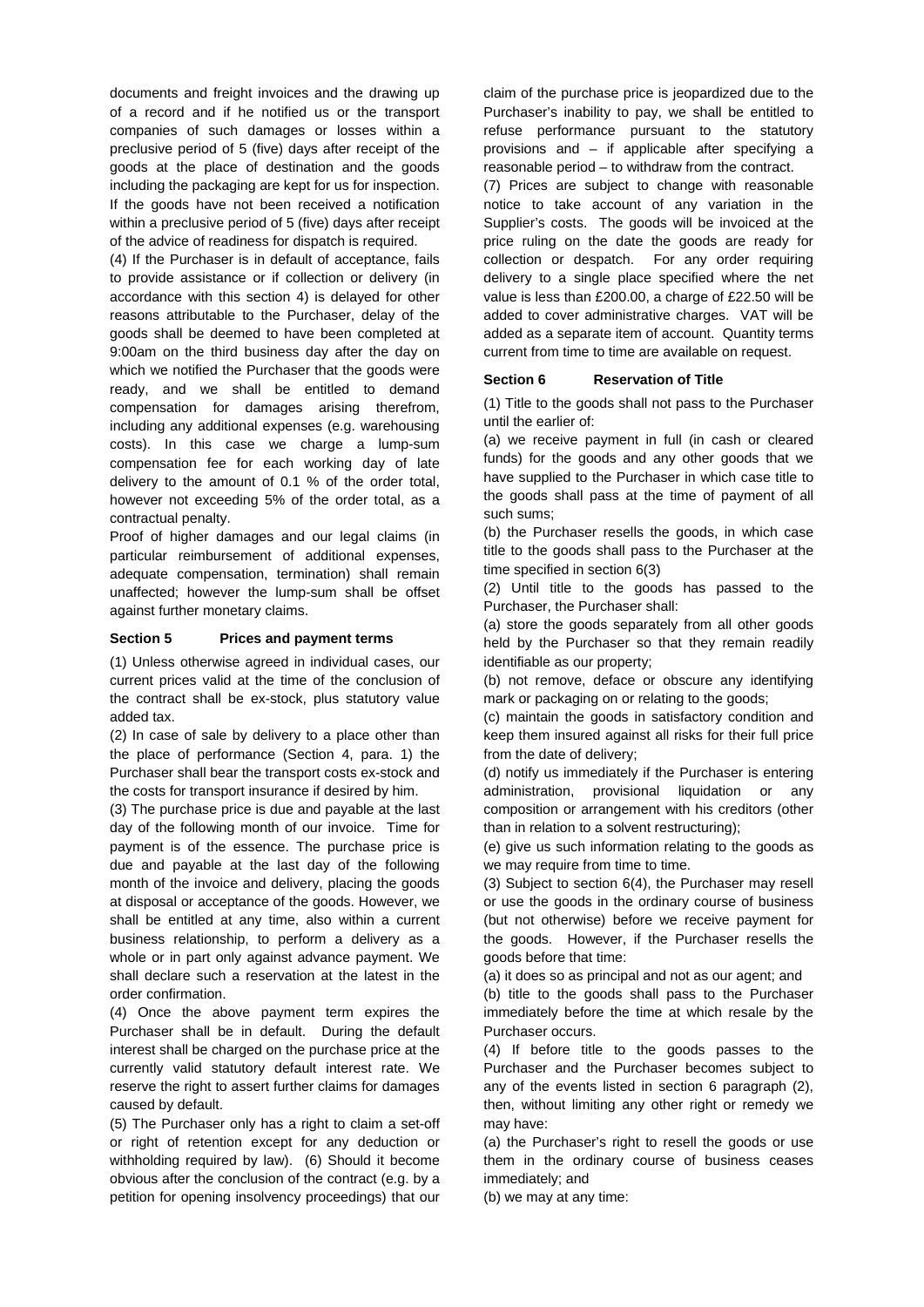documents and freight invoices and the drawing up of a record and if he notified us or the transport companies of such damages or losses within a preclusive period of 5 (five) days after receipt of the goods at the place of destination and the goods including the packaging are kept for us for inspection. If the goods have not been received a notification within a preclusive period of 5 (five) days after receipt of the advice of readiness for dispatch is required.

(4) If the Purchaser is in default of acceptance, fails to provide assistance or if collection or delivery (in accordance with this section 4) is delayed for other reasons attributable to the Purchaser, delay of the goods shall be deemed to have been completed at 9:00am on the third business day after the day on which we notified the Purchaser that the goods were ready, and we shall be entitled to demand compensation for damages arising therefrom, including any additional expenses (e.g. warehousing costs). In this case we charge a lump-sum compensation fee for each working day of late delivery to the amount of 0.1 % of the order total, however not exceeding 5% of the order total, as a contractual penalty.

Proof of higher damages and our legal claims (in particular reimbursement of additional expenses, adequate compensation, termination) shall remain unaffected; however the lump-sum shall be offset against further monetary claims.

**Section 5 Prices and payment terms**

(1) Unless otherwise agreed in individual cases, our current prices valid at the time of the conclusion of the contract shall be ex-stock, plus statutory value added tax.

(2) In case of sale by delivery to a place other than the place of performance (Section 4, para. 1) the Purchaser shall bear the transport costs ex-stock and the costs for transport insurance if desired by him.

(3) The purchase price is due and payable at the last day of the following month of our invoice. Time for payment is of the essence. The purchase price is due and payable at the last day of the following month of the invoice and delivery, placing the goods at disposal or acceptance of the goods. However, we shall be entitled at any time, also within a current business relationship, to perform a delivery as a whole or in part only against advance payment. We shall declare such a reservation at the latest in the order confirmation.

(4) Once the above payment term expires the Purchaser shall be in default. During the default interest shall be charged on the purchase price at the currently valid statutory default interest rate. We reserve the right to assert further claims for damages caused by default.

(5) The Purchaser only has a right to claim a set-off or right of retention except for any deduction or withholding required by law). (6) Should it become obvious after the conclusion of the contract (e.g. by a petition for opening insolvency proceedings) that our claim of the purchase price is jeopardized due to the Purchaser's inability to pay, we shall be entitled to refuse performance pursuant to the statutory provisions and – if applicable after specifying a reasonable period – to withdraw from the contract.

(7) Prices are subject to change with reasonable notice to take account of any variation in the Supplier's costs. The goods will be invoiced at the price ruling on the date the goods are ready for collection or despatch. For any order requiring delivery to a single place specified where the net value is less than £200.00, a charge of £22.50 will be added to cover administrative charges. VAT will be added as a separate item of account. Quantity terms current from time to time are available on request.

**Section 6 Reservation of Title**

(1) Title to the goods shall not pass to the Purchaser until the earlier of:

(a) we receive payment in full (in cash or cleared funds) for the goods and any other goods that we have supplied to the Purchaser in which case title to the goods shall pass at the time of payment of all such sums;

(b) the Purchaser resells the goods, in which case title to the goods shall pass to the Purchaser at the time specified in section 6(3)

(2) Until title to the goods has passed to the Purchaser, the Purchaser shall:

(a) store the goods separately from all other goods held by the Purchaser so that they remain readily identifiable as our property;

(b) not remove, deface or obscure any identifying mark or packaging on or relating to the goods;

(c) maintain the goods in satisfactory condition and keep them insured against all risks for their full price from the date of delivery;

(d) notify us immediately if the Purchaser is entering administration, provisional liquidation or any composition or arrangement with his creditors (other than in relation to a solvent restructuring);

(e) give us such information relating to the goods as we may require from time to time.

(3) Subject to section 6(4), the Purchaser may resell or use the goods in the ordinary course of business (but not otherwise) before we receive payment for the goods. However, if the Purchaser resells the goods before that time:

(a) it does so as principal and not as our agent; and

(b) title to the goods shall pass to the Purchaser immediately before the time at which resale by the Purchaser occurs.

(4) If before title to the goods passes to the Purchaser and the Purchaser becomes subject to any of the events listed in section 6 paragraph (2), then, without limiting any other right or remedy we may have:

(a) the Purchaser's right to resell the goods or use them in the ordinary course of business ceases immediately; and

(b) we may at any time: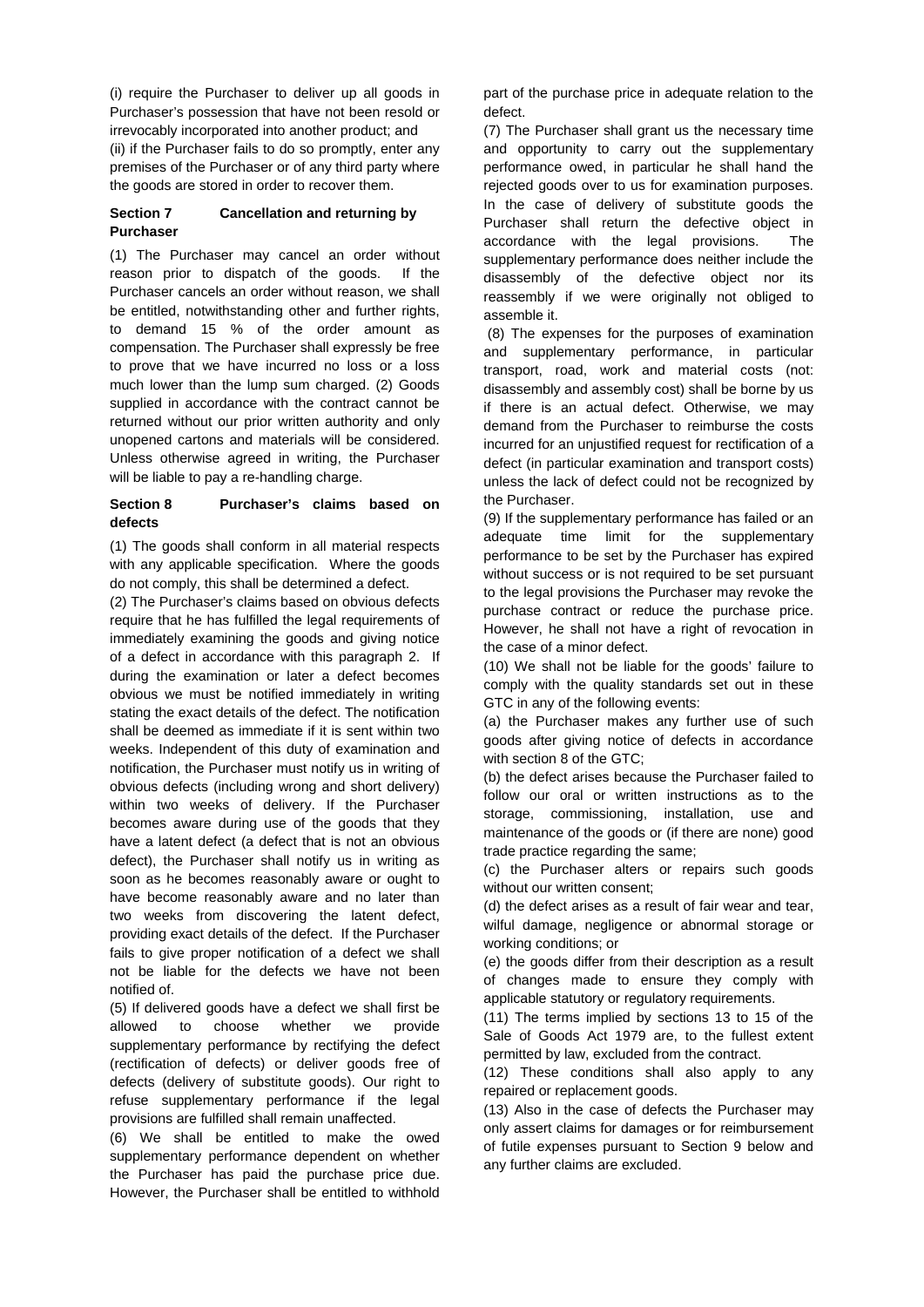(i) require the Purchaser to deliver up all goods in Purchaser's possession that have not been resold or irrevocably incorporated into another product; and

(ii) if the Purchaser fails to do so promptly, enter any premises of the Purchaser or of any third party where the goods are stored in order to recover them.

**Section 7 Cancellation and returning by Purchaser**

(1) The Purchaser may cancel an order without reason prior to dispatch of the goods. If the Purchaser cancels an order without reason, we shall be entitled, notwithstanding other and further rights, to demand 15 % of the order amount as compensation. The Purchaser shall expressly be free to prove that we have incurred no loss or a loss much lower than the lump sum charged. (2) Goods supplied in accordance with the contract cannot be returned without our prior written authority and only unopened cartons and materials will be considered. Unless otherwise agreed in writing, the Purchaser will be liable to pay a re-handling charge.

**Section 8 Purchaser's claims based on defects**

(1) The goods shall conform in all material respects with any applicable specification. Where the goods do not comply, this shall be determined a defect.

(2) The Purchaser's claims based on obvious defects require that he has fulfilled the legal requirements of immediately examining the goods and giving notice of a defect in accordance with this paragraph 2. If during the examination or later a defect becomes obvious we must be notified immediately in writing stating the exact details of the defect. The notification shall be deemed as immediate if it is sent within two weeks. Independent of this duty of examination and notification, the Purchaser must notify us in writing of obvious defects (including wrong and short delivery) within two weeks of delivery. If the Purchaser becomes aware during use of the goods that they have a latent defect (a defect that is not an obvious defect), the Purchaser shall notify us in writing as soon as he becomes reasonably aware or ought to have become reasonably aware and no later than two weeks from discovering the latent defect, providing exact details of the defect. If the Purchaser fails to give proper notification of a defect we shall not be liable for the defects we have not been notified of.

(5) If delivered goods have a defect we shall first be allowed to choose whether we provide supplementary performance by rectifying the defect (rectification of defects) or deliver goods free of defects (delivery of substitute goods). Our right to refuse supplementary performance if the legal provisions are fulfilled shall remain unaffected.

(6) We shall be entitled to make the owed supplementary performance dependent on whether the Purchaser has paid the purchase price due. However, the Purchaser shall be entitled to withhold part of the purchase price in adequate relation to the defect.

(7) The Purchaser shall grant us the necessary time and opportunity to carry out the supplementary performance owed, in particular he shall hand the rejected goods over to us for examination purposes. In the case of delivery of substitute goods the Purchaser shall return the defective object in accordance with the legal provisions. The supplementary performance does neither include the disassembly of the defective object nor its reassembly if we were originally not obliged to assemble it.

(8) The expenses for the purposes of examination and supplementary performance, in particular transport, road, work and material costs (not: disassembly and assembly cost) shall be borne by us if there is an actual defect. Otherwise, we may demand from the Purchaser to reimburse the costs incurred for an unjustified request for rectification of a defect (in particular examination and transport costs) unless the lack of defect could not be recognized by the Purchaser.

(9) If the supplementary performance has failed or an adequate time limit for the supplementary performance to be set by the Purchaser has expired without success or is not required to be set pursuant to the legal provisions the Purchaser may revoke the purchase contract or reduce the purchase price. However, he shall not have a right of revocation in the case of a minor defect.

(10) We shall not be liable for the goods' failure to comply with the quality standards set out in these GTC in any of the following events:

(a) the Purchaser makes any further use of such goods after giving notice of defects in accordance with section 8 of the GTC;

(b) the defect arises because the Purchaser failed to follow our oral or written instructions as to the storage, commissioning, installation, use and maintenance of the goods or (if there are none) good trade practice regarding the same;

(c) the Purchaser alters or repairs such goods without our written consent;

(d) the defect arises as a result of fair wear and tear, wilful damage, negligence or abnormal storage or working conditions; or

(e) the goods differ from their description as a result of changes made to ensure they comply with applicable statutory or regulatory requirements.

(11) The terms implied by sections 13 to 15 of the Sale of Goods Act 1979 are, to the fullest extent permitted by law, excluded from the contract.

(12) These conditions shall also apply to any repaired or replacement goods.

(13) Also in the case of defects the Purchaser may only assert claims for damages or for reimbursement of futile expenses pursuant to Section 9 below and any further claims are excluded.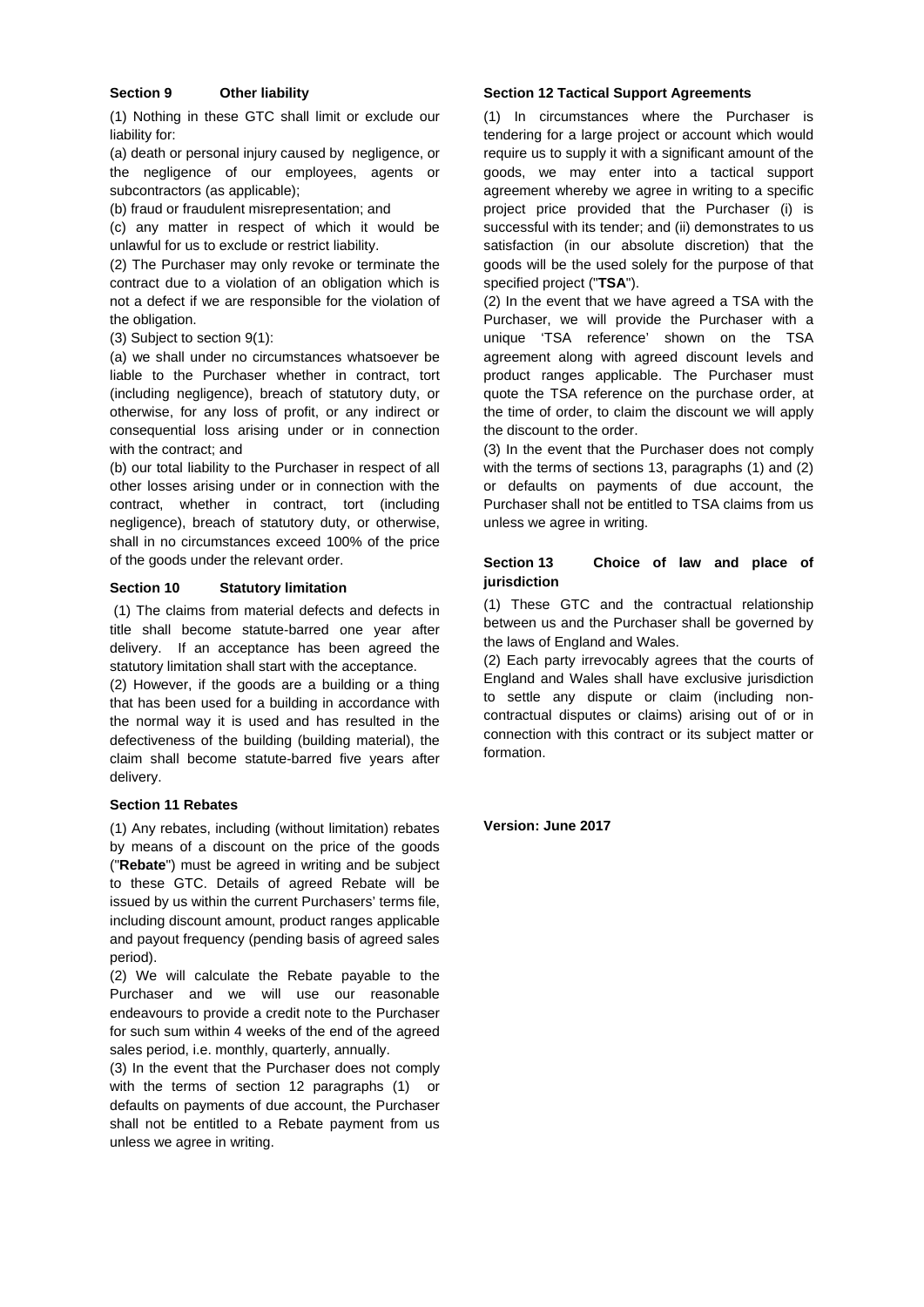## Section 9 Other liability

(1) Nothing in these GTC shall limit or exclude our liability for:

(a) death or personal injury caused by negligence, or the negligence of our employees, agents or subcontractors (as applicable);

(b) fraud or fraudulent misrepresentation; and

(c) any matter in respect of which it would be unlawful for us to exclude or restrict liability.

(2) The Purchaser may only revoke or terminate the contract due to a violation of an obligation which is not a defect if we are responsible for the violation of the obligation.

(3) Subject to section 9(1):

(a) we shall under no circumstances whatsoever be liable to the Purchaser whether in contract, tort (including negligence), breach of statutory duty, or otherwise, for any loss of profit, or any indirect or consequential loss arising under or in connection with the contract; and

(b) our total liability to the Purchaser in respect of all other losses arising under or in connection with the contract, whether in contract, tort (including negligence), breach of statutory duty, or otherwise, shall in no circumstances exceed 100% of the price of the goods under the relevant order.

## Section 10 Statutory limitation

(1) The claims from material defects and defects in title shall become statute-barred one year after delivery. If an acceptance has been agreed the statutory limitation shall start with the acceptance.

(2) However, if the goods are a building or a thing that has been used for a building in accordance with the normal way it is used and has resulted in the defectiveness of the building (building material), the claim shall become statute-barred five years after delivery.

## Section 11 Rebates

(1) Any rebates, including (without limitation) rebates by means of a discount on the price of the goods ("**Rebate**") must be agreed in writing and be subject to these GTC. Details of agreed Rebate will be issued by us within the current Purchasers' terms file, including discount amount, product ranges applicable and payout frequency (pending basis of agreed sales period).

(2) We will calculate the Rebate payable to the Purchaser and we will use our reasonable endeavours to provide a credit note to the Purchaser for such sum within 4 weeks of the end of the agreed sales period, i.e. monthly, quarterly, annually.

(3) In the event that the Purchaser does not comply with the terms of section 12 paragraphs (1) or defaults on payments of due account, the Purchaser shall not be entitled to a Rebate payment from us unless we agree in writing.

## Section 12 Tactical Support Agreements

(1) In circumstances where the Purchaser is tendering for a large project or account which would require us to supply it with a significant amount of the goods, we may enter into a tactical support agreement whereby we agree in writing to a specific project price provided that the Purchaser (i) is successful with its tender; and (ii) demonstrates to us satisfaction (in our absolute discretion) that the goods will be the used solely for the purpose of that specified project ("**TSA**").

(2) In the event that we have agreed a TSA with the Purchaser, we will provide the Purchaser with a unique 'TSA reference' shown on the TSA agreement along with agreed discount levels and product ranges applicable. The Purchaser must quote the TSA reference on the purchase order, at the time of order, to claim the discount we will apply the discount to the order.

(3) In the event that the Purchaser does not comply with the terms of sections 13, paragraphs (1) and (2) or defaults on payments of due account, the Purchaser shall not be entitled to TSA claims from us unless we agree in writing.

## Section 13 Choice of law and place of jurisdiction

(1) These GTC and the contractual relationship between us and the Purchaser shall be governed by the laws of England and Wales.

(2) Each party irrevocably agrees that the courts of England and Wales shall have exclusive jurisdiction to settle any dispute or claim (including non-contractual disputes or claims) arising out of or in connection with this contract or its subject matter or formation.

**Version: June 2017**